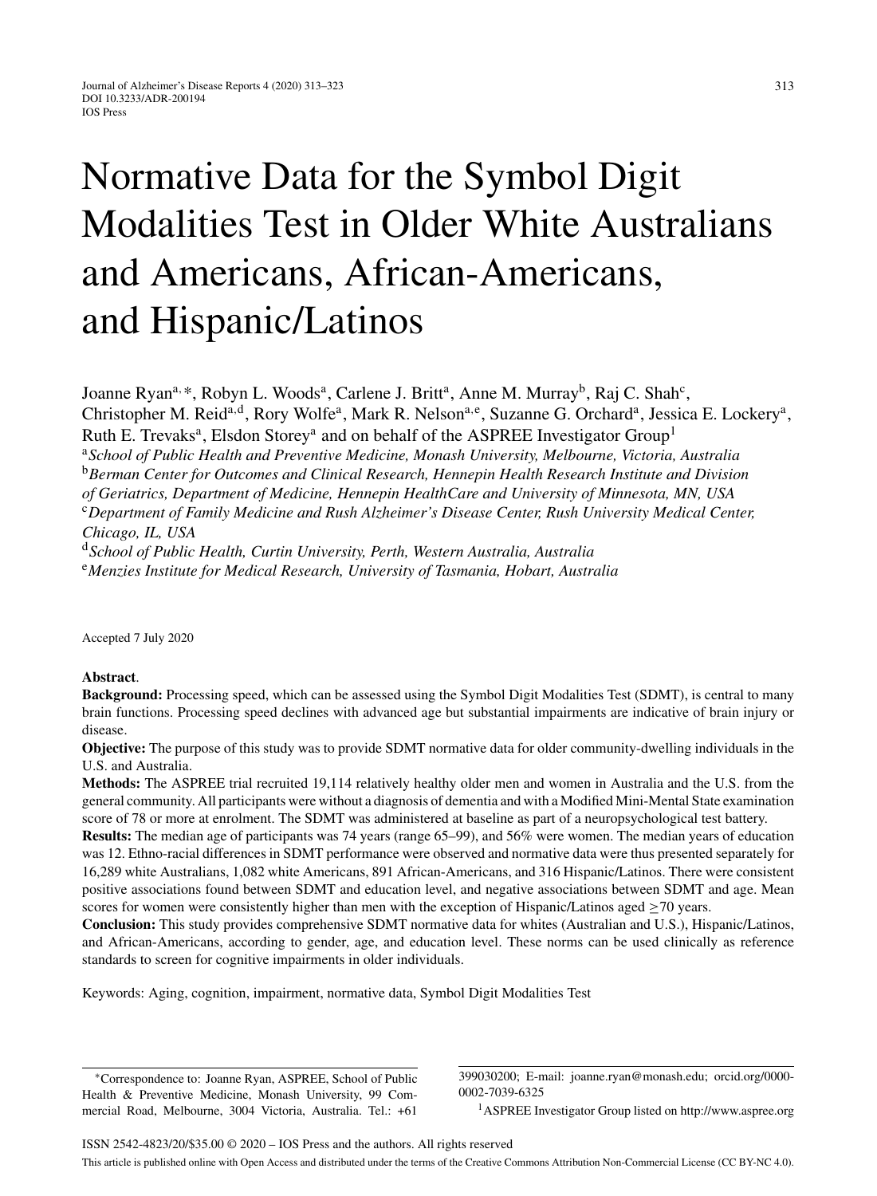# Normative Data for the Symbol Digit Modalities Test in Older White Australians and Americans, African-Americans, and Hispanic/Latinos

Joanne Ryan[a,*], Robyn L. Woods[a], Carlene J. Britt[a], Anne M. Murray[b], Raj C. Shah[c], Christopher M. Reid[a,d], Rory Wolfe[a], Mark R. Nelson[a,e], Suzanne G. Orchard[a], Jessica E. Lockery[a], Ruth E. Trevaks[a], Elsdon Storey[a] and on behalf of the ASPREE Investigator Group[1]

[a]*School of Public Health and Preventive Medicine, Monash University, Melbourne, Victoria, Australia*
[b]*Berman Center for Outcomes and Clinical Research, Hennepin Health Research Institute and Division of Geriatrics, Department of Medicine, Hennepin HealthCare and University of Minnesota, MN, USA*
[c]*Department of Family Medicine and Rush Alzheimer's Disease Center, Rush University Medical Center, Chicago, IL, USA*
[d]*School of Public Health, Curtin University, Perth, Western Australia, Australia*
[e]*Menzies Institute for Medical Research, University of Tasmania, Hobart, Australia*

Accepted 7 July 2020

**Abstract**.

**Background:** Processing speed, which can be assessed using the Symbol Digit Modalities Test (SDMT), is central to many brain functions. Processing speed declines with advanced age but substantial impairments are indicative of brain injury or disease.

**Objective:** The purpose of this study was to provide SDMT normative data for older community-dwelling individuals in the U.S. and Australia.

**Methods:** The ASPREE trial recruited 19,114 relatively healthy older men and women in Australia and the U.S. from the general community. All participants were without a diagnosis of dementia and with a Modified Mini-Mental State examination score of 78 or more at enrolment. The SDMT was administered at baseline as part of a neuropsychological test battery.

**Results:** The median age of participants was 74 years (range 65–99), and 56% were women. The median years of education was 12. Ethno-racial differences in SDMT performance were observed and normative data were thus presented separately for 16,289 white Australians, 1,082 white Americans, 891 African-Americans, and 316 Hispanic/Latinos. There were consistent positive associations found between SDMT and education level, and negative associations between SDMT and age. Mean scores for women were consistently higher than men with the exception of Hispanic/Latinos aged $\geq$70 years.

**Conclusion:** This study provides comprehensive SDMT normative data for whites (Australian and U.S.), Hispanic/Latinos, and African-Americans, according to gender, age, and education level. These norms can be used clinically as reference standards to screen for cognitive impairments in older individuals.

Keywords: Aging, cognition, impairment, normative data, Symbol Digit Modalities Test

---

*Correspondence to: Joanne Ryan, ASPREE, School of Public Health & Preventive Medicine, Monash University, 99 Commercial Road, Melbourne, 3004 Victoria, Australia. Tel.: +61 399030200; E-mail: joanne.ryan@monash.edu; orcid.org/0000-0002-7039-6325

[1]ASPREE Investigator Group listed on http://www.aspree.org

ISSN 2542-4823/20/$35.00 © 2020 – IOS Press and the authors. All rights reserved

This article is published online with Open Access and distributed under the terms of the Creative Commons Attribution Non-Commercial License (CC BY-NC 4.0).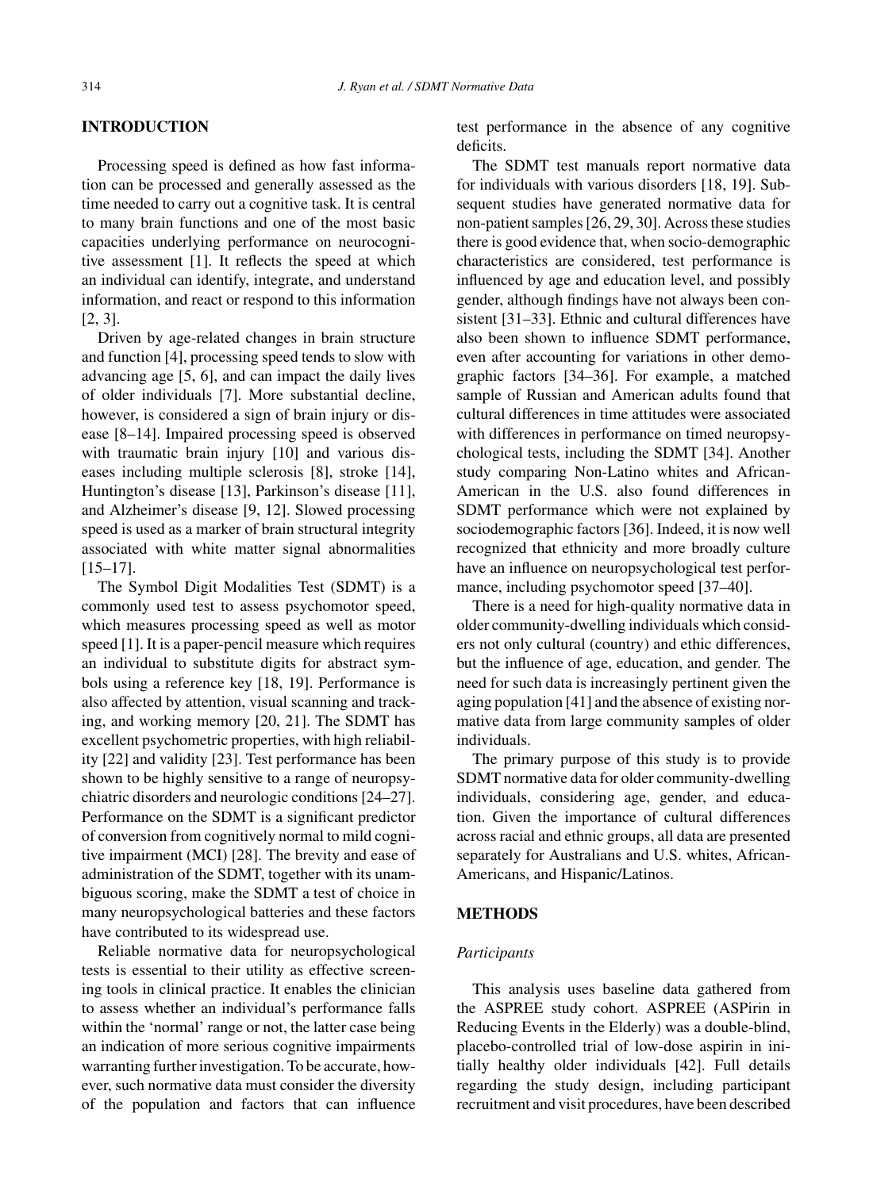## INTRODUCTION

Processing speed is defined as how fast information can be processed and generally assessed as the time needed to carry out a cognitive task. It is central to many brain functions and one of the most basic capacities underlying performance on neurocognitive assessment [1]. It reflects the speed at which an individual can identify, integrate, and understand information, and react or respond to this information [2, 3].

Driven by age-related changes in brain structure and function [4], processing speed tends to slow with advancing age [5, 6], and can impact the daily lives of older individuals [7]. More substantial decline, however, is considered a sign of brain injury or disease [8–14]. Impaired processing speed is observed with traumatic brain injury [10] and various diseases including multiple sclerosis [8], stroke [14], Huntington's disease [13], Parkinson's disease [11], and Alzheimer's disease [9, 12]. Slowed processing speed is used as a marker of brain structural integrity associated with white matter signal abnormalities [15–17].

The Symbol Digit Modalities Test (SDMT) is a commonly used test to assess psychomotor speed, which measures processing speed as well as motor speed [1]. It is a paper-pencil measure which requires an individual to substitute digits for abstract symbols using a reference key [18, 19]. Performance is also affected by attention, visual scanning and tracking, and working memory [20, 21]. The SDMT has excellent psychometric properties, with high reliability [22] and validity [23]. Test performance has been shown to be highly sensitive to a range of neuropsychiatric disorders and neurologic conditions [24–27]. Performance on the SDMT is a significant predictor of conversion from cognitively normal to mild cognitive impairment (MCI) [28]. The brevity and ease of administration of the SDMT, together with its unambiguous scoring, make the SDMT a test of choice in many neuropsychological batteries and these factors have contributed to its widespread use.

Reliable normative data for neuropsychological tests is essential to their utility as effective screening tools in clinical practice. It enables the clinician to assess whether an individual's performance falls within the 'normal' range or not, the latter case being an indication of more serious cognitive impairments warranting further investigation. To be accurate, however, such normative data must consider the diversity of the population and factors that can influence test performance in the absence of any cognitive deficits.

The SDMT test manuals report normative data for individuals with various disorders [18, 19]. Subsequent studies have generated normative data for non-patient samples [26, 29, 30]. Across these studies there is good evidence that, when socio-demographic characteristics are considered, test performance is influenced by age and education level, and possibly gender, although findings have not always been consistent [31–33]. Ethnic and cultural differences have also been shown to influence SDMT performance, even after accounting for variations in other demographic factors [34–36]. For example, a matched sample of Russian and American adults found that cultural differences in time attitudes were associated with differences in performance on timed neuropsychological tests, including the SDMT [34]. Another study comparing Non-Latino whites and African-American in the U.S. also found differences in SDMT performance which were not explained by sociodemographic factors [36]. Indeed, it is now well recognized that ethnicity and more broadly culture have an influence on neuropsychological test performance, including psychomotor speed [37–40].

There is a need for high-quality normative data in older community-dwelling individuals which considers not only cultural (country) and ethic differences, but the influence of age, education, and gender. The need for such data is increasingly pertinent given the aging population [41] and the absence of existing normative data from large community samples of older individuals.

The primary purpose of this study is to provide SDMT normative data for older community-dwelling individuals, considering age, gender, and education. Given the importance of cultural differences across racial and ethnic groups, all data are presented separately for Australians and U.S. whites, African-Americans, and Hispanic/Latinos.

## METHODS

### *Participants*

This analysis uses baseline data gathered from the ASPREE study cohort. ASPREE (ASPirin in Reducing Events in the Elderly) was a double-blind, placebo-controlled trial of low-dose aspirin in initially healthy older individuals [42]. Full details regarding the study design, including participant recruitment and visit procedures, have been described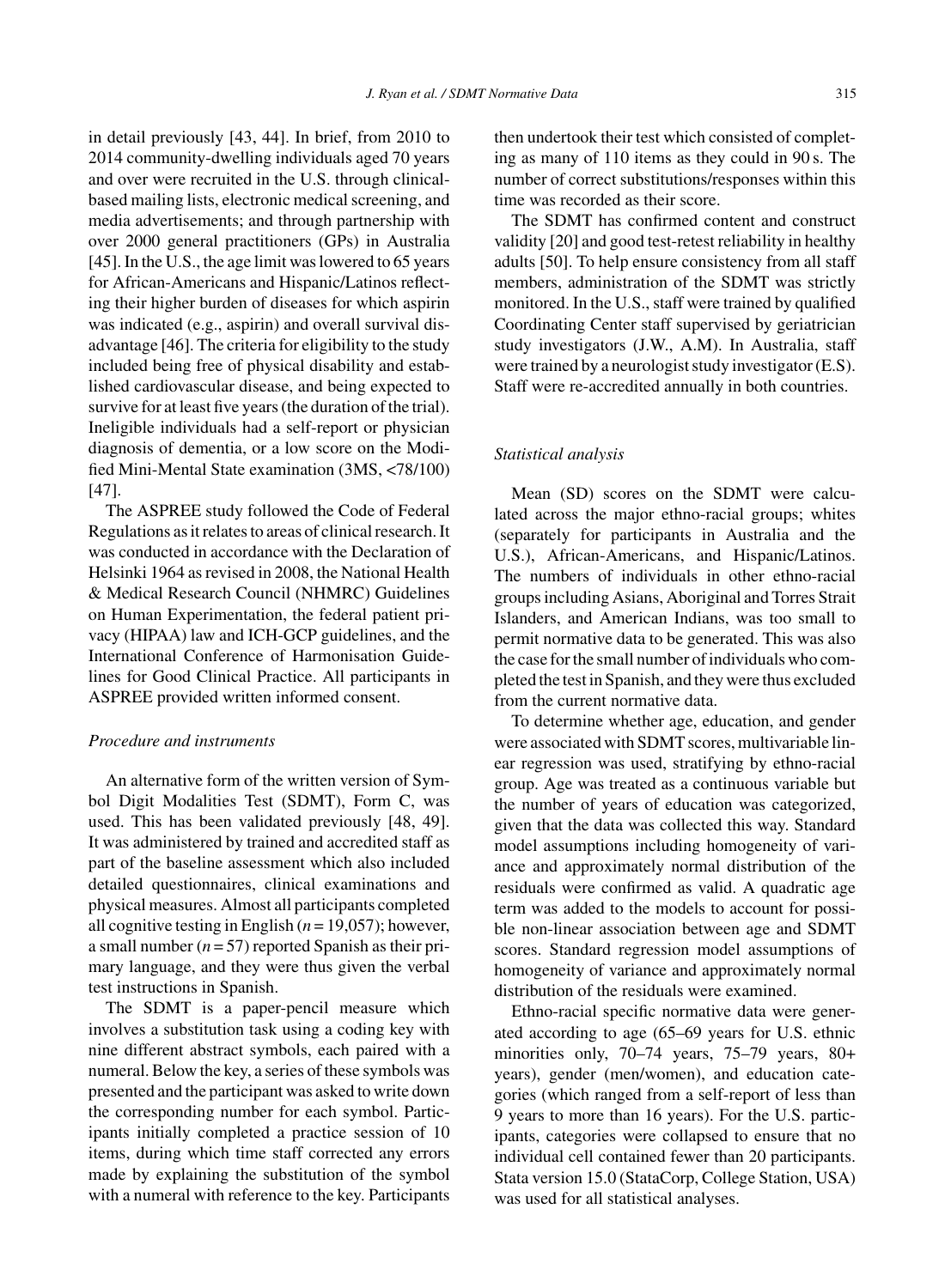in detail previously [43, 44]. In brief, from 2010 to 2014 community-dwelling individuals aged 70 years and over were recruited in the U.S. through clinical-based mailing lists, electronic medical screening, and media advertisements; and through partnership with over 2000 general practitioners (GPs) in Australia [45]. In the U.S., the age limit was lowered to 65 years for African-Americans and Hispanic/Latinos reflecting their higher burden of diseases for which aspirin was indicated (e.g., aspirin) and overall survival disadvantage [46]. The criteria for eligibility to the study included being free of physical disability and established cardiovascular disease, and being expected to survive for at least five years (the duration of the trial). Ineligible individuals had a self-report or physician diagnosis of dementia, or a low score on the Modified Mini-Mental State examination (3MS, <78/100) [47].

The ASPREE study followed the Code of Federal Regulations as it relates to areas of clinical research. It was conducted in accordance with the Declaration of Helsinki 1964 as revised in 2008, the National Health & Medical Research Council (NHMRC) Guidelines on Human Experimentation, the federal patient privacy (HIPAA) law and ICH-GCP guidelines, and the International Conference of Harmonisation Guidelines for Good Clinical Practice. All participants in ASPREE provided written informed consent.

### *Procedure and instruments*

An alternative form of the written version of Symbol Digit Modalities Test (SDMT), Form C, was used. This has been validated previously [48, 49]. It was administered by trained and accredited staff as part of the baseline assessment which also included detailed questionnaires, clinical examinations and physical measures. Almost all participants completed all cognitive testing in English ($n = 19{,}057$); however, a small number ($n = 57$) reported Spanish as their primary language, and they were thus given the verbal test instructions in Spanish.

The SDMT is a paper-pencil measure which involves a substitution task using a coding key with nine different abstract symbols, each paired with a numeral. Below the key, a series of these symbols was presented and the participant was asked to write down the corresponding number for each symbol. Participants initially completed a practice session of 10 items, during which time staff corrected any errors made by explaining the substitution of the symbol with a numeral with reference to the key. Participants then undertook their test which consisted of completing as many of 110 items as they could in 90 s. The number of correct substitutions/responses within this time was recorded as their score.

The SDMT has confirmed content and construct validity [20] and good test-retest reliability in healthy adults [50]. To help ensure consistency from all staff members, administration of the SDMT was strictly monitored. In the U.S., staff were trained by qualified Coordinating Center staff supervised by geriatrician study investigators (J.W., A.M). In Australia, staff were trained by a neurologist study investigator (E.S). Staff were re-accredited annually in both countries.

### *Statistical analysis*

Mean (SD) scores on the SDMT were calculated across the major ethno-racial groups; whites (separately for participants in Australia and the U.S.), African-Americans, and Hispanic/Latinos. The numbers of individuals in other ethno-racial groups including Asians, Aboriginal and Torres Strait Islanders, and American Indians, was too small to permit normative data to be generated. This was also the case for the small number of individuals who completed the test in Spanish, and they were thus excluded from the current normative data.

To determine whether age, education, and gender were associated with SDMT scores, multivariable linear regression was used, stratifying by ethno-racial group. Age was treated as a continuous variable but the number of years of education was categorized, given that the data was collected this way. Standard model assumptions including homogeneity of variance and approximately normal distribution of the residuals were confirmed as valid. A quadratic age term was added to the models to account for possible non-linear association between age and SDMT scores. Standard regression model assumptions of homogeneity of variance and approximately normal distribution of the residuals were examined.

Ethno-racial specific normative data were generated according to age (65–69 years for U.S. ethnic minorities only, 70–74 years, 75–79 years, 80+ years), gender (men/women), and education categories (which ranged from a self-report of less than 9 years to more than 16 years). For the U.S. participants, categories were collapsed to ensure that no individual cell contained fewer than 20 participants. Stata version 15.0 (StataCorp, College Station, USA) was used for all statistical analyses.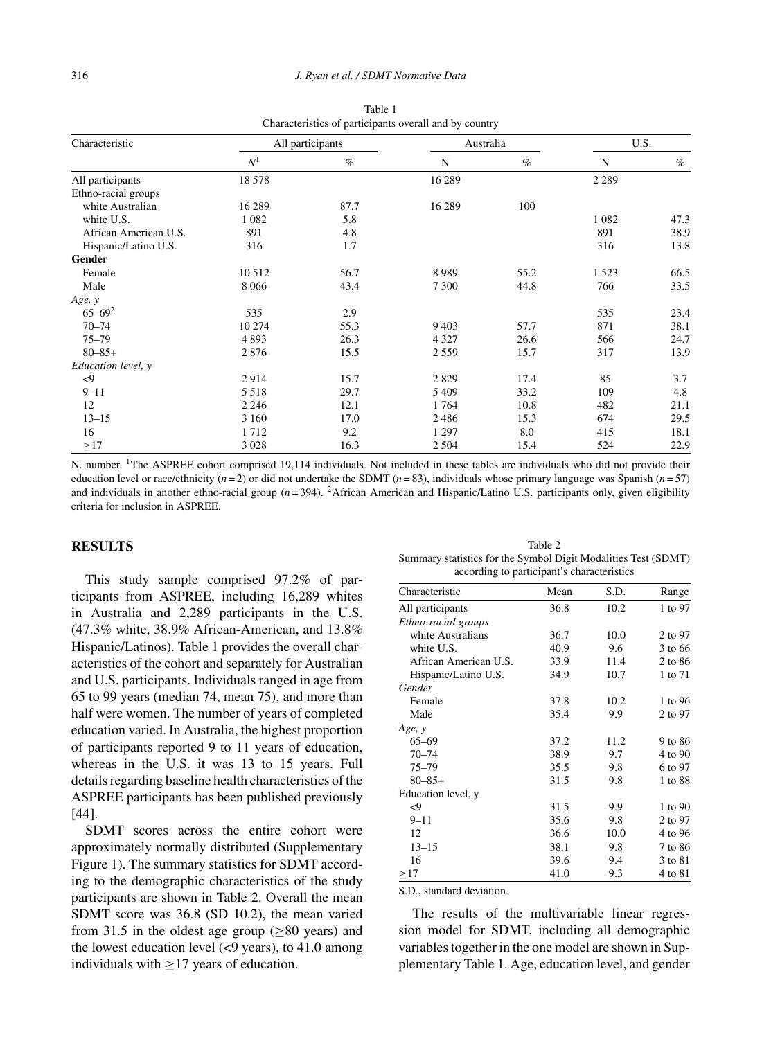Table 1
Characteristics of participants overall and by country

| Characteristic | All participants | | Australia | | U.S. | |
|---|---|---|---|---|---|---|
| | $N^1$ | % | N | % | N | % |
| All participants | 18 578 | | 16 289 | | 2 289 | |
| Ethno-racial groups | | | | | | |
| white Australian | 16 289 | 87.7 | 16 289 | 100 | | |
| white U.S. | 1 082 | 5.8 | | | 1 082 | 47.3 |
| African American U.S. | 891 | 4.8 | | | 891 | 38.9 |
| Hispanic/Latino U.S. | 316 | 1.7 | | | 316 | 13.8 |
| **Gender** | | | | | | |
| Female | 10 512 | 56.7 | 8 989 | 55.2 | 1 523 | 66.5 |
| Male | 8 066 | 43.4 | 7 300 | 44.8 | 766 | 33.5 |
| *Age, y* | | | | | | |
| 65–69[2] | 535 | 2.9 | | | 535 | 23.4 |
| 70–74 | 10 274 | 55.3 | 9 403 | 57.7 | 871 | 38.1 |
| 75–79 | 4 893 | 26.3 | 4 327 | 26.6 | 566 | 24.7 |
| 80–85+ | 2 876 | 15.5 | 2 559 | 15.7 | 317 | 13.9 |
| *Education level, y* | | | | | | |
| <9 | 2 914 | 15.7 | 2 829 | 17.4 | 85 | 3.7 |
| 9–11 | 5 518 | 29.7 | 5 409 | 33.2 | 109 | 4.8 |
| 12 | 2 246 | 12.1 | 1 764 | 10.8 | 482 | 21.1 |
| 13–15 | 3 160 | 17.0 | 2 486 | 15.3 | 674 | 29.5 |
| 16 | 1 712 | 9.2 | 1 297 | 8.0 | 415 | 18.1 |
| ≥17 | 3 028 | 16.3 | 2 504 | 15.4 | 524 | 22.9 |

N. number. [1]The ASPREE cohort comprised 19,114 individuals. Not included in these tables are individuals who did not provide their education level or race/ethnicity ($n = 2$) or did not undertake the SDMT ($n = 83$), individuals whose primary language was Spanish ($n = 57$) and individuals in another ethno-racial group ($n = 394$). [2]African American and Hispanic/Latino U.S. participants only, given eligibility criteria for inclusion in ASPREE.

## RESULTS

This study sample comprised 97.2% of participants from ASPREE, including 16,289 whites in Australia and 2,289 participants in the U.S. (47.3% white, 38.9% African-American, and 13.8% Hispanic/Latinos). Table 1 provides the overall characteristics of the cohort and separately for Australian and U.S. participants. Individuals ranged in age from 65 to 99 years (median 74, mean 75), and more than half were women. The number of years of completed education varied. In Australia, the highest proportion of participants reported 9 to 11 years of education, whereas in the U.S. it was 13 to 15 years. Full details regarding baseline health characteristics of the ASPREE participants has been published previously [44].

SDMT scores across the entire cohort were approximately normally distributed (Supplementary Figure 1). The summary statistics for SDMT according to the demographic characteristics of the study participants are shown in Table 2. Overall the mean SDMT score was 36.8 (SD 10.2), the mean varied from 31.5 in the oldest age group (≥80 years) and the lowest education level (<9 years), to 41.0 among individuals with ≥17 years of education.

Table 2
Summary statistics for the Symbol Digit Modalities Test (SDMT) according to participant's characteristics

| Characteristic | Mean | S.D. | Range |
|---|---|---|---|
| All participants | 36.8 | 10.2 | 1 to 97 |
| *Ethno-racial groups* | | | |
| white Australians | 36.7 | 10.0 | 2 to 97 |
| white U.S. | 40.9 | 9.6 | 3 to 66 |
| African American U.S. | 33.9 | 11.4 | 2 to 86 |
| Hispanic/Latino U.S. | 34.9 | 10.7 | 1 to 71 |
| *Gender* | | | |
| Female | 37.8 | 10.2 | 1 to 96 |
| Male | 35.4 | 9.9 | 2 to 97 |
| *Age, y* | | | |
| 65–69 | 37.2 | 11.2 | 9 to 86 |
| 70–74 | 38.9 | 9.7 | 4 to 90 |
| 75–79 | 35.5 | 9.8 | 6 to 97 |
| 80–85+ | 31.5 | 9.8 | 1 to 88 |
| Education level, y | | | |
| <9 | 31.5 | 9.9 | 1 to 90 |
| 9–11 | 35.6 | 9.8 | 2 to 97 |
| 12 | 36.6 | 10.0 | 4 to 96 |
| 13–15 | 38.1 | 9.8 | 7 to 86 |
| 16 | 39.6 | 9.4 | 3 to 81 |
| ≥17 | 41.0 | 9.3 | 4 to 81 |

S.D., standard deviation.

The results of the multivariable linear regression model for SDMT, including all demographic variables together in the one model are shown in Supplementary Table 1. Age, education level, and gender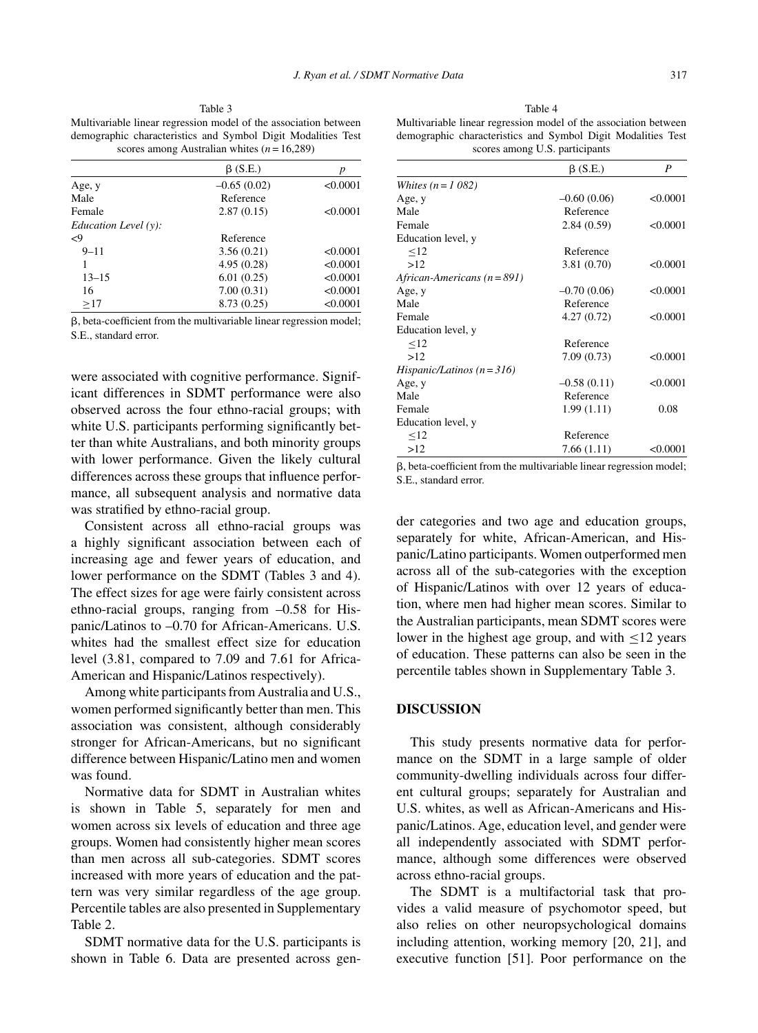Table 3
Multivariable linear regression model of the association between demographic characteristics and Symbol Digit Modalities Test scores among Australian whites ($n = 16{,}289$)

| | β (S.E.) | p |
|---|---|---|
| Age, y | –0.65 (0.02) | <0.0001 |
| Male | Reference | |
| Female | 2.87 (0.15) | <0.0001 |
| *Education Level (y):* | | |
| <9 | Reference | |
| 9–11 | 3.56 (0.21) | <0.0001 |
| 1 | 4.95 (0.28) | <0.0001 |
| 13–15 | 6.01 (0.25) | <0.0001 |
| 16 | 7.00 (0.31) | <0.0001 |
| ≥17 | 8.73 (0.25) | <0.0001 |

β, beta-coefficient from the multivariable linear regression model; S.E., standard error.

Table 4
Multivariable linear regression model of the association between demographic characteristics and Symbol Digit Modalities Test scores among U.S. participants

| | β (S.E.) | P |
|---|---|---|
| *Whites (n = 1 082)* | | |
| Age, y | –0.60 (0.06) | <0.0001 |
| Male | Reference | |
| Female | 2.84 (0.59) | <0.0001 |
| Education level, y | | |
| ≤12 | Reference | |
| >12 | 3.81 (0.70) | <0.0001 |
| *African-Americans (n = 891)* | | |
| Age, y | –0.70 (0.06) | <0.0001 |
| Male | Reference | |
| Female | 4.27 (0.72) | <0.0001 |
| Education level, y | | |
| ≤12 | Reference | |
| >12 | 7.09 (0.73) | <0.0001 |
| *Hispanic/Latinos (n = 316)* | | |
| Age, y | –0.58 (0.11) | <0.0001 |
| Male | Reference | |
| Female | 1.99 (1.11) | 0.08 |
| Education level, y | | |
| ≤12 | Reference | |
| >12 | 7.66 (1.11) | <0.0001 |

β, beta-coefficient from the multivariable linear regression model; S.E., standard error.

were associated with cognitive performance. Significant differences in SDMT performance were also observed across the four ethno-racial groups; with white U.S. participants performing significantly better than white Australians, and both minority groups with lower performance. Given the likely cultural differences across these groups that influence performance, all subsequent analysis and normative data was stratified by ethno-racial group.

Consistent across all ethno-racial groups was a highly significant association between each of increasing age and fewer years of education, and lower performance on the SDMT (Tables 3 and 4). The effect sizes for age were fairly consistent across ethno-racial groups, ranging from –0.58 for Hispanic/Latinos to –0.70 for African-Americans. U.S. whites had the smallest effect size for education level (3.81, compared to 7.09 and 7.61 for Africa-American and Hispanic/Latinos respectively).

Among white participants from Australia and U.S., women performed significantly better than men. This association was consistent, although considerably stronger for African-Americans, but no significant difference between Hispanic/Latino men and women was found.

Normative data for SDMT in Australian whites is shown in Table 5, separately for men and women across six levels of education and three age groups. Women had consistently higher mean scores than men across all sub-categories. SDMT scores increased with more years of education and the pattern was very similar regardless of the age group. Percentile tables are also presented in Supplementary Table 2.

SDMT normative data for the U.S. participants is shown in Table 6. Data are presented across gender categories and two age and education groups, separately for white, African-American, and Hispanic/Latino participants. Women outperformed men across all of the sub-categories with the exception of Hispanic/Latinos with over 12 years of education, where men had higher mean scores. Similar to the Australian participants, mean SDMT scores were lower in the highest age group, and with ≤12 years of education. These patterns can also be seen in the percentile tables shown in Supplementary Table 3.

## DISCUSSION

This study presents normative data for performance on the SDMT in a large sample of older community-dwelling individuals across four different cultural groups; separately for Australian and U.S. whites, as well as African-Americans and Hispanic/Latinos. Age, education level, and gender were all independently associated with SDMT performance, although some differences were observed across ethno-racial groups.

The SDMT is a multifactorial task that provides a valid measure of psychomotor speed, but also relies on other neuropsychological domains including attention, working memory [20, 21], and executive function [51]. Poor performance on the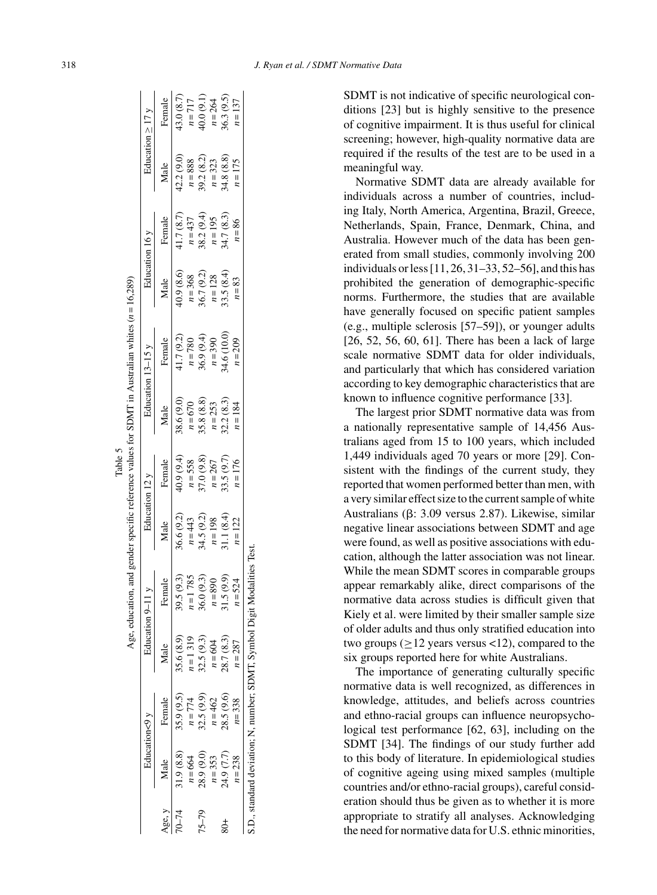Table 5

Age, education, and gender specific reference values for SDMT in Australian whites ($n = 16,289$)

| Age, y | Education<9 y | | Education 9–11 y | | Education 12 y | | Education 13–15 y | | Education 16 y | | Education ≥ 17 y | |
|---|---|---|---|---|---|---|---|---|---|---|---|---|
| | Male | Female | Male | Female | Male | Female | Male | Female | Male | Female | Male | Female |
| 70–74 | 31.9 (8.8) | 35.9 (9.5) | 35.6 (8.9) | 39.5 (9.3) | 36.6 (9.2) | 40.9 (9.4) | 38.6 (9.0) | 41.7 (9.2) | 40.9 (8.6) | 41.7 (8.7) | 42.2 (9.0) | 43.0 (8.7) |
| | $n = 664$ | $n = 774$ | $n = 1\,319$ | $n = 1\,785$ | $n = 443$ | $n = 558$ | $n = 670$ | $n = 780$ | $n = 368$ | $n = 437$ | $n = 888$ | $n = 717$ |
| 75–79 | 28.9 (9.0) | 32.5 (9.9) | 32.5 (9.3) | 36.0 (9.3) | 34.5 (9.2) | 37.0 (9.8) | 35.8 (8.8) | 36.9 (9.4) | 36.7 (9.2) | 38.2 (9.4) | 39.2 (8.2) | 40.0 (9.1) |
| | $n = 353$ | $n = 462$ | $n = 604$ | $n = 890$ | $n = 198$ | $n = 267$ | $n = 253$ | $n = 390$ | $n = 128$ | $n = 195$ | $n = 323$ | $n = 264$ |
| 80+ | 24.9 (7.7) | 28.5 (9.6) | 28.7 (8.3) | 31.5 (9.9) | 31.1 (8.4) | 33.5 (9.7) | 32.2 (8.3) | 34.6 (10.0) | 33.5 (8.4) | 34.7 (8.3) | 34.8 (8.8) | 36.3 (9.5) |
| | $n = 238$ | $n = 338$ | $n = 287$ | $n = 524$ | $n = 122$ | $n = 176$ | $n = 184$ | $n = 209$ | $n = 83$ | $n = 86$ | $n = 175$ | $n = 137$ |

S.D., standard deviation; N, number; SDMT, Symbol Digit Modalities Test.

SDMT is not indicative of specific neurological conditions [23] but is highly sensitive to the presence of cognitive impairment. It is thus useful for clinical screening; however, high-quality normative data are required if the results of the test are to be used in a meaningful way.

Normative SDMT data are already available for individuals across a number of countries, including Italy, North America, Argentina, Brazil, Greece, Netherlands, Spain, France, Denmark, China, and Australia. However much of the data has been generated from small studies, commonly involving 200 individuals or less [11, 26, 31–33, 52–56], and this has prohibited the generation of demographic-specific norms. Furthermore, the studies that are available have generally focused on specific patient samples (e.g., multiple sclerosis [57–59]), or younger adults [26, 52, 56, 60, 61]. There has been a lack of large scale normative SDMT data for older individuals, and particularly that which has considered variation according to key demographic characteristics that are known to influence cognitive performance [33].

The largest prior SDMT normative data was from a nationally representative sample of 14,456 Australians aged from 15 to 100 years, which included 1,449 individuals aged 70 years or more [29]. Consistent with the findings of the current study, they reported that women performed better than men, with a very similar effect size to the current sample of white Australians (β: 3.09 versus 2.87). Likewise, similar negative linear associations between SDMT and age were found, as well as positive associations with education, although the latter association was not linear. While the mean SDMT scores in comparable groups appear remarkably alike, direct comparisons of the normative data across studies is difficult given that Kiely et al. were limited by their smaller sample size of older adults and thus only stratified education into two groups (≥12 years versus <12), compared to the six groups reported here for white Australians.

The importance of generating culturally specific normative data is well recognized, as differences in knowledge, attitudes, and beliefs across countries and ethno-racial groups can influence neuropsychological test performance [62, 63], including on the SDMT [34]. The findings of our study further add to this body of literature. In epidemiological studies of cognitive ageing using mixed samples (multiple countries and/or ethno-racial groups), careful consideration should thus be given as to whether it is more appropriate to stratify all analyses. Acknowledging the need for normative data for U.S. ethnic minorities,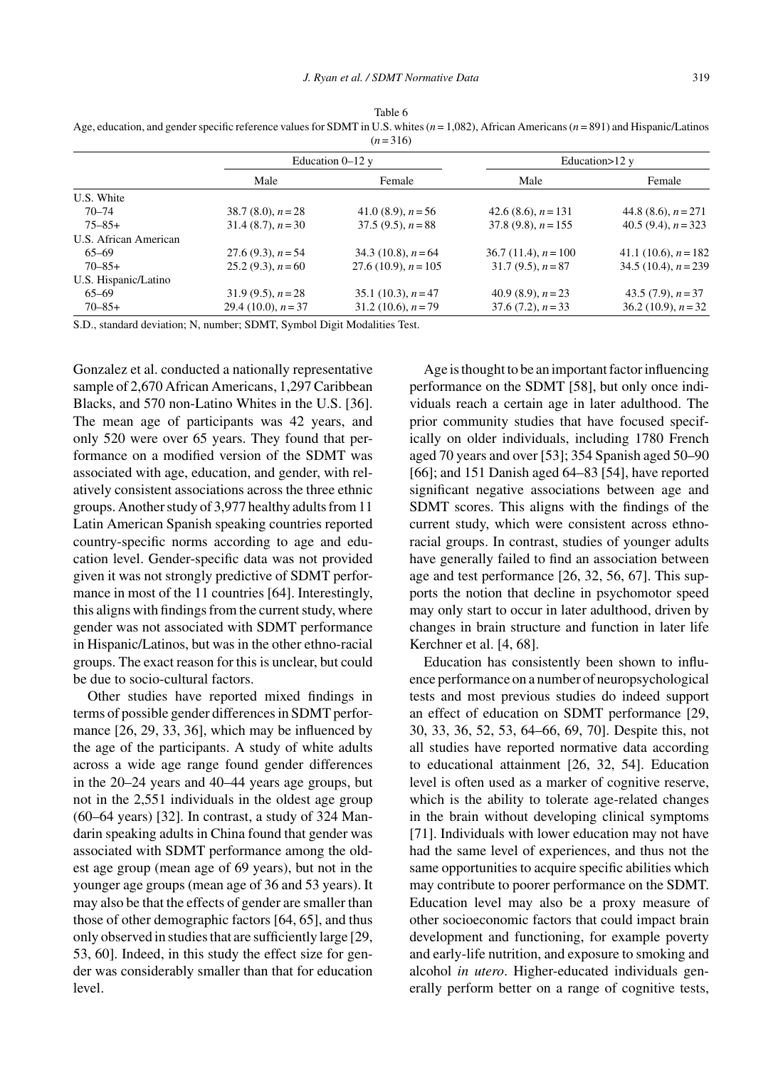Table 6
Age, education, and gender specific reference values for SDMT in U.S. whites ($n$ = 1,082), African Americans ($n$ = 891) and Hispanic/Latinos ($n$ = 316)

| | Education 0–12 y | | Education>12 y | |
|---|---|---|---|---|
| | Male | Female | Male | Female |
| U.S. White | | | | |
| 70–74 | 38.7 (8.0), $n$ = 28 | 41.0 (8.9), $n$ = 56 | 42.6 (8.6), $n$ = 131 | 44.8 (8.6), $n$ = 271 |
| 75–85+ | 31.4 (8.7), $n$ = 30 | 37.5 (9.5), $n$ = 88 | 37.8 (9.8), $n$ = 155 | 40.5 (9.4), $n$ = 323 |
| U.S. African American | | | | |
| 65–69 | 27.6 (9.3), $n$ = 54 | 34.3 (10.8), $n$ = 64 | 36.7 (11.4), $n$ = 100 | 41.1 (10.6), $n$ = 182 |
| 70–85+ | 25.2 (9.3), $n$ = 60 | 27.6 (10.9), $n$ = 105 | 31.7 (9.5), $n$ = 87 | 34.5 (10.4), $n$ = 239 |
| U.S. Hispanic/Latino | | | | |
| 65–69 | 31.9 (9.5), $n$ = 28 | 35.1 (10.3), $n$ = 47 | 40.9 (8.9), $n$ = 23 | 43.5 (7.9), $n$ = 37 |
| 70–85+ | 29.4 (10.0), $n$ = 37 | 31.2 (10.6), $n$ = 79 | 37.6 (7.2), $n$ = 33 | 36.2 (10.9), $n$ = 32 |

S.D., standard deviation; N, number; SDMT, Symbol Digit Modalities Test.

Gonzalez et al. conducted a nationally representative sample of 2,670 African Americans, 1,297 Caribbean Blacks, and 570 non-Latino Whites in the U.S. [36]. The mean age of participants was 42 years, and only 520 were over 65 years. They found that performance on a modified version of the SDMT was associated with age, education, and gender, with relatively consistent associations across the three ethnic groups. Another study of 3,977 healthy adults from 11 Latin American Spanish speaking countries reported country-specific norms according to age and education level. Gender-specific data was not provided given it was not strongly predictive of SDMT performance in most of the 11 countries [64]. Interestingly, this aligns with findings from the current study, where gender was not associated with SDMT performance in Hispanic/Latinos, but was in the other ethno-racial groups. The exact reason for this is unclear, but could be due to socio-cultural factors.

Other studies have reported mixed findings in terms of possible gender differences in SDMT performance [26, 29, 33, 36], which may be influenced by the age of the participants. A study of white adults across a wide age range found gender differences in the 20–24 years and 40–44 years age groups, but not in the 2,551 individuals in the oldest age group (60–64 years) [32]. In contrast, a study of 324 Mandarin speaking adults in China found that gender was associated with SDMT performance among the oldest age group (mean age of 69 years), but not in the younger age groups (mean age of 36 and 53 years). It may also be that the effects of gender are smaller than those of other demographic factors [64, 65], and thus only observed in studies that are sufficiently large [29, 53, 60]. Indeed, in this study the effect size for gender was considerably smaller than that for education level.

Age is thought to be an important factor influencing performance on the SDMT [58], but only once individuals reach a certain age in later adulthood. The prior community studies that have focused specifically on older individuals, including 1780 French aged 70 years and over [53]; 354 Spanish aged 50–90 [66]; and 151 Danish aged 64–83 [54], have reported significant negative associations between age and SDMT scores. This aligns with the findings of the current study, which were consistent across ethno-racial groups. In contrast, studies of younger adults have generally failed to find an association between age and test performance [26, 32, 56, 67]. This supports the notion that decline in psychomotor speed may only start to occur in later adulthood, driven by changes in brain structure and function in later life Kerchner et al. [4, 68].

Education has consistently been shown to influence performance on a number of neuropsychological tests and most previous studies do indeed support an effect of education on SDMT performance [29, 30, 33, 36, 52, 53, 64–66, 69, 70]. Despite this, not all studies have reported normative data according to educational attainment [26, 32, 54]. Education level is often used as a marker of cognitive reserve, which is the ability to tolerate age-related changes in the brain without developing clinical symptoms [71]. Individuals with lower education may not have had the same level of experiences, and thus not the same opportunities to acquire specific abilities which may contribute to poorer performance on the SDMT. Education level may also be a proxy measure of other socioeconomic factors that could impact brain development and functioning, for example poverty and early-life nutrition, and exposure to smoking and alcohol *in utero*. Higher-educated individuals generally perform better on a range of cognitive tests,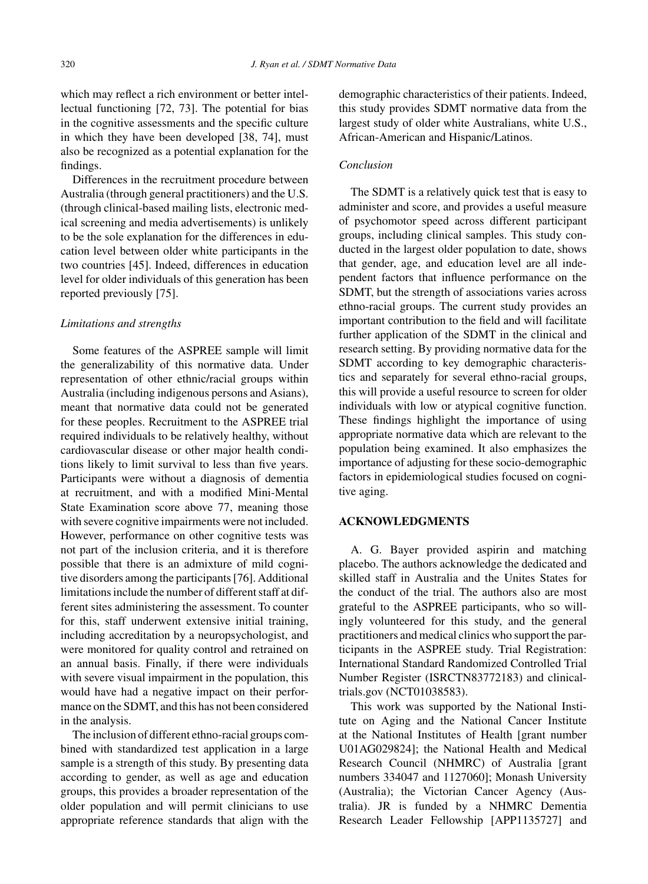which may reflect a rich environment or better intellectual functioning [72, 73]. The potential for bias in the cognitive assessments and the specific culture in which they have been developed [38, 74], must also be recognized as a potential explanation for the findings.

Differences in the recruitment procedure between Australia (through general practitioners) and the U.S. (through clinical-based mailing lists, electronic medical screening and media advertisements) is unlikely to be the sole explanation for the differences in education level between older white participants in the two countries [45]. Indeed, differences in education level for older individuals of this generation has been reported previously [75].

### *Limitations and strengths*

Some features of the ASPREE sample will limit the generalizability of this normative data. Under representation of other ethnic/racial groups within Australia (including indigenous persons and Asians), meant that normative data could not be generated for these peoples. Recruitment to the ASPREE trial required individuals to be relatively healthy, without cardiovascular disease or other major health conditions likely to limit survival to less than five years. Participants were without a diagnosis of dementia at recruitment, and with a modified Mini-Mental State Examination score above 77, meaning those with severe cognitive impairments were not included. However, performance on other cognitive tests was not part of the inclusion criteria, and it is therefore possible that there is an admixture of mild cognitive disorders among the participants [76]. Additional limitations include the number of different staff at different sites administering the assessment. To counter for this, staff underwent extensive initial training, including accreditation by a neuropsychologist, and were monitored for quality control and retrained on an annual basis. Finally, if there were individuals with severe visual impairment in the population, this would have had a negative impact on their performance on the SDMT, and this has not been considered in the analysis.

The inclusion of different ethno-racial groups combined with standardized test application in a large sample is a strength of this study. By presenting data according to gender, as well as age and education groups, this provides a broader representation of the older population and will permit clinicians to use appropriate reference standards that align with the demographic characteristics of their patients. Indeed, this study provides SDMT normative data from the largest study of older white Australians, white U.S., African-American and Hispanic/Latinos.

### *Conclusion*

The SDMT is a relatively quick test that is easy to administer and score, and provides a useful measure of psychomotor speed across different participant groups, including clinical samples. This study conducted in the largest older population to date, shows that gender, age, and education level are all independent factors that influence performance on the SDMT, but the strength of associations varies across ethno-racial groups. The current study provides an important contribution to the field and will facilitate further application of the SDMT in the clinical and research setting. By providing normative data for the SDMT according to key demographic characteristics and separately for several ethno-racial groups, this will provide a useful resource to screen for older individuals with low or atypical cognitive function. These findings highlight the importance of using appropriate normative data which are relevant to the population being examined. It also emphasizes the importance of adjusting for these socio-demographic factors in epidemiological studies focused on cognitive aging.

## ACKNOWLEDGMENTS

A. G. Bayer provided aspirin and matching placebo. The authors acknowledge the dedicated and skilled staff in Australia and the Unites States for the conduct of the trial. The authors also are most grateful to the ASPREE participants, who so willingly volunteered for this study, and the general practitioners and medical clinics who support the participants in the ASPREE study. Trial Registration: International Standard Randomized Controlled Trial Number Register (ISRCTN83772183) and clinicaltrials.gov (NCT01038583).

This work was supported by the National Institute on Aging and the National Cancer Institute at the National Institutes of Health [grant number U01AG029824]; the National Health and Medical Research Council (NHMRC) of Australia [grant numbers 334047 and 1127060]; Monash University (Australia); the Victorian Cancer Agency (Australia). JR is funded by a NHMRC Dementia Research Leader Fellowship [APP1135727] and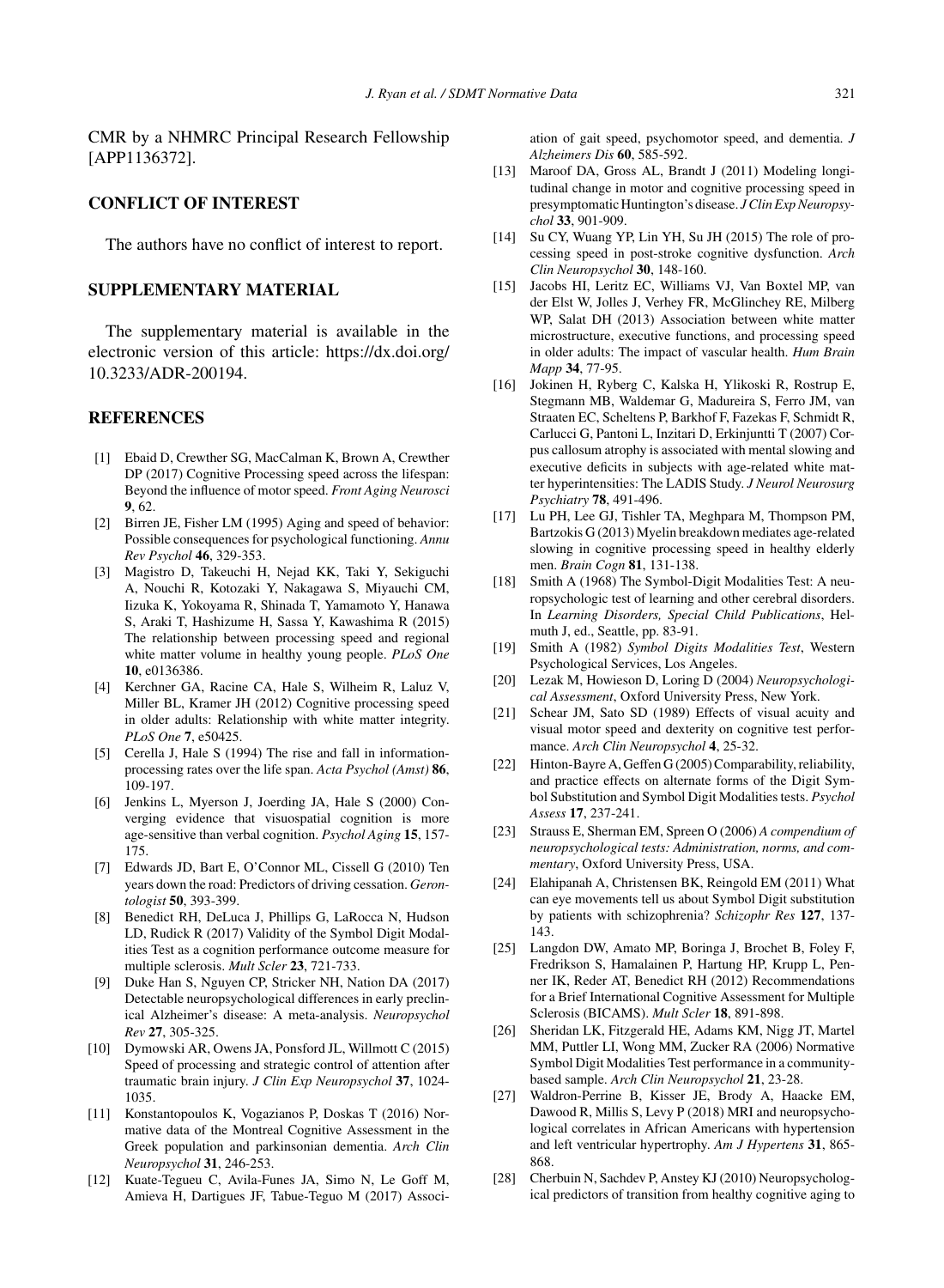CMR by a NHMRC Principal Research Fellowship [APP1136372].

## CONFLICT OF INTEREST

The authors have no conflict of interest to report.

## SUPPLEMENTARY MATERIAL

The supplementary material is available in the electronic version of this article: https://dx.doi.org/10.3233/ADR-200194.

## REFERENCES

[1] Ebaid D, Crewther SG, MacCalman K, Brown A, Crewther DP (2017) Cognitive Processing speed across the lifespan: Beyond the influence of motor speed. *Front Aging Neurosci* **9**, 62.

[2] Birren JE, Fisher LM (1995) Aging and speed of behavior: Possible consequences for psychological functioning. *Annu Rev Psychol* **46**, 329-353.

[3] Magistro D, Takeuchi H, Nejad KK, Taki Y, Sekiguchi A, Nouchi R, Kotozaki Y, Nakagawa S, Miyauchi CM, Iizuka K, Yokoyama R, Shinada T, Yamamoto Y, Hanawa S, Araki T, Hashizume H, Sassa Y, Kawashima R (2015) The relationship between processing speed and regional white matter volume in healthy young people. *PLoS One* **10**, e0136386.

[4] Kerchner GA, Racine CA, Hale S, Wilheim R, Laluz V, Miller BL, Kramer JH (2012) Cognitive processing speed in older adults: Relationship with white matter integrity. *PLoS One* **7**, e50425.

[5] Cerella J, Hale S (1994) The rise and fall in information-processing rates over the life span. *Acta Psychol (Amst)* **86**, 109-197.

[6] Jenkins L, Myerson J, Joerding JA, Hale S (2000) Converging evidence that visuospatial cognition is more age-sensitive than verbal cognition. *Psychol Aging* **15**, 157-175.

[7] Edwards JD, Bart E, O'Connor ML, Cissell G (2010) Ten years down the road: Predictors of driving cessation. *Gerontologist* **50**, 393-399.

[8] Benedict RH, DeLuca J, Phillips G, LaRocca N, Hudson LD, Rudick R (2017) Validity of the Symbol Digit Modalities Test as a cognition performance outcome measure for multiple sclerosis. *Mult Scler* **23**, 721-733.

[9] Duke Han S, Nguyen CP, Stricker NH, Nation DA (2017) Detectable neuropsychological differences in early preclinical Alzheimer's disease: A meta-analysis. *Neuropsychol Rev* **27**, 305-325.

[10] Dymowski AR, Owens JA, Ponsford JL, Willmott C (2015) Speed of processing and strategic control of attention after traumatic brain injury. *J Clin Exp Neuropsychol* **37**, 1024-1035.

[11] Konstantopoulos K, Vogazianos P, Doskas T (2016) Normative data of the Montreal Cognitive Assessment in the Greek population and parkinsonian dementia. *Arch Clin Neuropsychol* **31**, 246-253.

[12] Kuate-Tegueu C, Avila-Funes JA, Simo N, Le Goff M, Amieva H, Dartigues JF, Tabue-Teguo M (2017) Association of gait speed, psychomotor speed, and dementia. *J Alzheimers Dis* **60**, 585-592.

[13] Maroof DA, Gross AL, Brandt J (2011) Modeling longitudinal change in motor and cognitive processing speed in presymptomatic Huntington's disease. *J Clin Exp Neuropsychol* **33**, 901-909.

[14] Su CY, Wuang YP, Lin YH, Su JH (2015) The role of processing speed in post-stroke cognitive dysfunction. *Arch Clin Neuropsychol* **30**, 148-160.

[15] Jacobs HI, Leritz EC, Williams VJ, Van Boxtel MP, van der Elst W, Jolles J, Verhey FR, McGlinchey RE, Milberg WP, Salat DH (2013) Association between white matter microstructure, executive functions, and processing speed in older adults: The impact of vascular health. *Hum Brain Mapp* **34**, 77-95.

[16] Jokinen H, Ryberg C, Kalska H, Ylikoski R, Rostrup E, Stegmann MB, Waldemar G, Madureira S, Ferro JM, van Straaten EC, Scheltens P, Barkhof F, Fazekas F, Schmidt R, Carlucci G, Pantoni L, Inzitari D, Erkinjuntti T (2007) Corpus callosum atrophy is associated with mental slowing and executive deficits in subjects with age-related white matter hyperintensities: The LADIS Study. *J Neurol Neurosurg Psychiatry* **78**, 491-496.

[17] Lu PH, Lee GJ, Tishler TA, Meghpara M, Thompson PM, Bartzokis G (2013) Myelin breakdown mediates age-related slowing in cognitive processing speed in healthy elderly men. *Brain Cogn* **81**, 131-138.

[18] Smith A (1968) The Symbol-Digit Modalities Test: A neuropsychologic test of learning and other cerebral disorders. In *Learning Disorders, Special Child Publications*, Helmuth J, ed., Seattle, pp. 83-91.

[19] Smith A (1982) *Symbol Digits Modalities Test*, Western Psychological Services, Los Angeles.

[20] Lezak M, Howieson D, Loring D (2004) *Neuropsychological Assessment*, Oxford University Press, New York.

[21] Schear JM, Sato SD (1989) Effects of visual acuity and visual motor speed and dexterity on cognitive test performance. *Arch Clin Neuropsychol* **4**, 25-32.

[22] Hinton-Bayre A, Geffen G (2005) Comparability, reliability, and practice effects on alternate forms of the Digit Symbol Substitution and Symbol Digit Modalities tests. *Psychol Assess* **17**, 237-241.

[23] Strauss E, Sherman EM, Spreen O (2006) *A compendium of neuropsychological tests: Administration, norms, and commentary*, Oxford University Press, USA.

[24] Elahipanah A, Christensen BK, Reingold EM (2011) What can eye movements tell us about Symbol Digit substitution by patients with schizophrenia? *Schizophr Res* **127**, 137-143.

[25] Langdon DW, Amato MP, Boringa J, Brochet B, Foley F, Fredrikson S, Hamalainen P, Hartung HP, Krupp L, Penner IK, Reder AT, Benedict RH (2012) Recommendations for a Brief International Cognitive Assessment for Multiple Sclerosis (BICAMS). *Mult Scler* **18**, 891-898.

[26] Sheridan LK, Fitzgerald HE, Adams KM, Nigg JT, Martel MM, Puttler LI, Wong MM, Zucker RA (2006) Normative Symbol Digit Modalities Test performance in a community-based sample. *Arch Clin Neuropsychol* **21**, 23-28.

[27] Waldron-Perrine B, Kisser JE, Brody A, Haacke EM, Dawood R, Millis S, Levy P (2018) MRI and neuropsychological correlates in African Americans with hypertension and left ventricular hypertrophy. *Am J Hypertens* **31**, 865-868.

[28] Cherbuin N, Sachdev P, Anstey KJ (2010) Neuropsychological predictors of transition from healthy cognitive aging to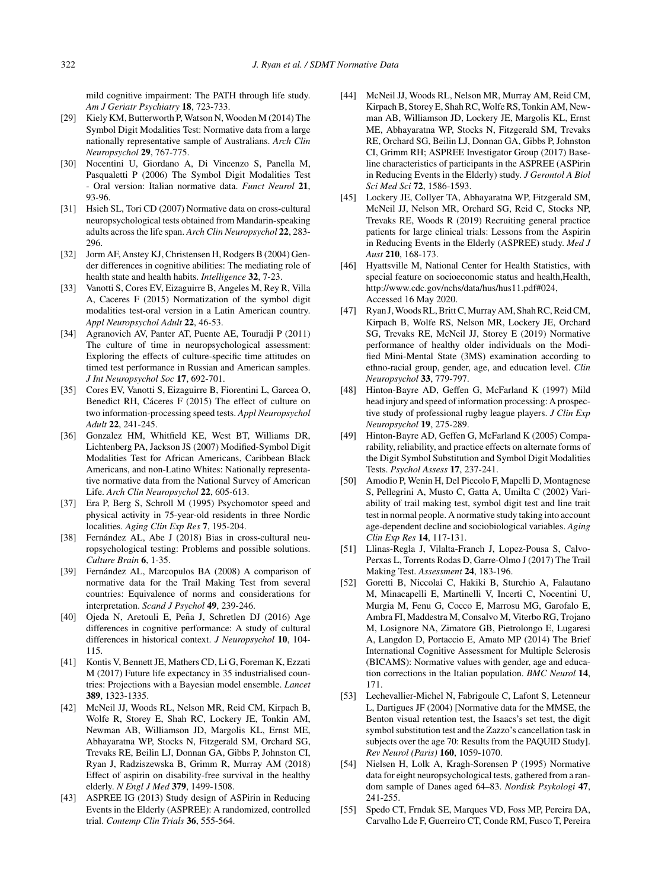mild cognitive impairment: The PATH through life study. *Am J Geriatr Psychiatry* **18**, 723-733.

[29] Kiely KM, Butterworth P, Watson N, Wooden M (2014) The Symbol Digit Modalities Test: Normative data from a large nationally representative sample of Australians. *Arch Clin Neuropsychol* **29**, 767-775.

[30] Nocentini U, Giordano A, Di Vincenzo S, Panella M, Pasqualetti P (2006) The Symbol Digit Modalities Test - Oral version: Italian normative data. *Funct Neurol* **21**, 93-96.

[31] Hsieh SL, Tori CD (2007) Normative data on cross-cultural neuropsychological tests obtained from Mandarin-speaking adults across the life span. *Arch Clin Neuropsychol* **22**, 283-296.

[32] Jorm AF, Anstey KJ, Christensen H, Rodgers B (2004) Gender differences in cognitive abilities: The mediating role of health state and health habits. *Intelligence* **32**, 7-23.

[33] Vanotti S, Cores EV, Eizaguirre B, Angeles M, Rey R, Villa A, Caceres F (2015) Normatization of the symbol digit modalities test-oral version in a Latin American country. *Appl Neuropsychol Adult* **22**, 46-53.

[34] Agranovich AV, Panter AT, Puente AE, Touradji P (2011) The culture of time in neuropsychological assessment: Exploring the effects of culture-specific time attitudes on timed test performance in Russian and American samples. *J Int Neuropsychol Soc* **17**, 692-701.

[35] Cores EV, Vanotti S, Eizaguirre B, Fiorentini L, Garcea O, Benedict RH, Cáceres F (2015) The effect of culture on two information-processing speed tests. *Appl Neuropsychol Adult* **22**, 241-245.

[36] Gonzalez HM, Whitfield KE, West BT, Williams DR, Lichtenberg PA, Jackson JS (2007) Modified-Symbol Digit Modalities Test for African Americans, Caribbean Black Americans, and non-Latino Whites: Nationally representative normative data from the National Survey of American Life. *Arch Clin Neuropsychol* **22**, 605-613.

[37] Era P, Berg S, Schroll M (1995) Psychomotor speed and physical activity in 75-year-old residents in three Nordic localities. *Aging Clin Exp Res* **7**, 195-204.

[38] Fernández AL, Abe J (2018) Bias in cross-cultural neuropsychological testing: Problems and possible solutions. *Culture Brain* **6**, 1-35.

[39] Fernández AL, Marcopulos BA (2008) A comparison of normative data for the Trail Making Test from several countries: Equivalence of norms and considerations for interpretation. *Scand J Psychol* **49**, 239-246.

[40] Ojeda N, Aretouli E, Peña J, Schretlen DJ (2016) Age differences in cognitive performance: A study of cultural differences in historical context. *J Neuropsychol* **10**, 104-115.

[41] Kontis V, Bennett JE, Mathers CD, Li G, Foreman K, Ezzati M (2017) Future life expectancy in 35 industrialised countries: Projections with a Bayesian model ensemble. *Lancet* **389**, 1323-1335.

[42] McNeil JJ, Woods RL, Nelson MR, Reid CM, Kirpach B, Wolfe R, Storey E, Shah RC, Lockery JE, Tonkin AM, Newman AB, Williamson JD, Margolis KL, Ernst ME, Abhayaratna WP, Stocks N, Fitzgerald SM, Orchard SG, Trevaks RE, Beilin LJ, Donnan GA, Gibbs P, Johnston CI, Ryan J, Radziszewska B, Grimm R, Murray AM (2018) Effect of aspirin on disability-free survival in the healthy elderly. *N Engl J Med* **379**, 1499-1508.

[43] ASPREE IG (2013) Study design of ASPirin in Reducing Events in the Elderly (ASPREE): A randomized, controlled trial. *Contemp Clin Trials* **36**, 555-564.

[44] McNeil JJ, Woods RL, Nelson MR, Murray AM, Reid CM, Kirpach B, Storey E, Shah RC, Wolfe RS, Tonkin AM, Newman AB, Williamson JD, Lockery JE, Margolis KL, Ernst ME, Abhayaratna WP, Stocks N, Fitzgerald SM, Trevaks RE, Orchard SG, Beilin LJ, Donnan GA, Gibbs P, Johnston CI, Grimm RH; ASPREE Investigator Group (2017) Baseline characteristics of participants in the ASPREE (ASPirin in Reducing Events in the Elderly) study. *J Gerontol A Biol Sci Med Sci* **72**, 1586-1593.

[45] Lockery JE, Collyer TA, Abhayaratna WP, Fitzgerald SM, McNeil JJ, Nelson MR, Orchard SG, Reid C, Stocks NP, Trevaks RE, Woods R (2019) Recruiting general practice patients for large clinical trials: Lessons from the Aspirin in Reducing Events in the Elderly (ASPREE) study. *Med J Aust* **210**, 168-173.

[46] Hyattsville M, National Center for Health Statistics, with special feature on socioeconomic status and health,Health, http://www.cdc.gov/nchs/data/hus/hus11.pdf#024, Accessed 16 May 2020.

[47] Ryan J, Woods RL, Britt C, Murray AM, Shah RC, Reid CM, Kirpach B, Wolfe RS, Nelson MR, Lockery JE, Orchard SG, Trevaks RE, McNeil JJ, Storey E (2019) Normative performance of healthy older individuals on the Modified Mini-Mental State (3MS) examination according to ethno-racial group, gender, age, and education level. *Clin Neuropsychol* **33**, 779-797.

[48] Hinton-Bayre AD, Geffen G, McFarland K (1997) Mild head injury and speed of information processing: A prospective study of professional rugby league players. *J Clin Exp Neuropsychol* **19**, 275-289.

[49] Hinton-Bayre AD, Geffen G, McFarland K (2005) Comparability, reliability, and practice effects on alternate forms of the Digit Symbol Substitution and Symbol Digit Modalities Tests. *Psychol Assess* **17**, 237-241.

[50] Amodio P, Wenin H, Del Piccolo F, Mapelli D, Montagnese S, Pellegrini A, Musto C, Gatta A, Umilta C (2002) Variability of trail making test, symbol digit test and line trait test in normal people. A normative study taking into account age-dependent decline and sociobiological variables. *Aging Clin Exp Res* **14**, 117-131.

[51] Llinas-Regla J, Vilalta-Franch J, Lopez-Pousa S, Calvo-Perxas L, Torrents Rodas D, Garre-Olmo J (2017) The Trail Making Test. *Assessment* **24**, 183-196.

[52] Goretti B, Niccolai C, Hakiki B, Sturchio A, Falautano M, Minacapelli E, Martinelli V, Incerti C, Nocentini U, Murgia M, Fenu G, Cocco E, Marrosu MG, Garofalo E, Ambra FI, Maddestra M, Consalvo M, Viterbo RG, Trojano M, Losignore NA, Zimatore GB, Pietrolongo E, Lugaresi A, Langdon D, Portaccio E, Amato MP (2014) The Brief International Cognitive Assessment for Multiple Sclerosis (BICAMS): Normative values with gender, age and education corrections in the Italian population. *BMC Neurol* **14**, 171.

[53] Lechevallier-Michel N, Fabrigoule C, Lafont S, Letenneur L, Dartigues JF (2004) [Normative data for the MMSE, the Benton visual retention test, the Isaacs's set test, the digit symbol substitution test and the Zazzo's cancellation task in subjects over the age 70: Results from the PAQUID Study]. *Rev Neurol (Paris)* **160**, 1059-1070.

[54] Nielsen H, Lolk A, Kragh-Sorensen P (1995) Normative data for eight neuropsychological tests, gathered from a random sample of Danes aged 64–83. *Nordisk Psykologi* **47**, 241-255.

[55] Spedo CT, Frndak SE, Marques VD, Foss MP, Pereira DA, Carvalho Lde F, Guerreiro CT, Conde RM, Fusco T, Pereira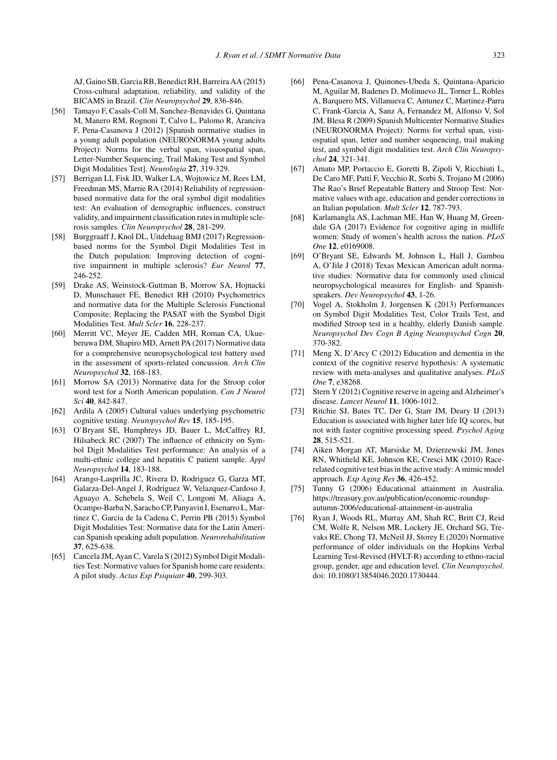AJ, Gaino SB, Garcia RB, Benedict RH, Barreira AA (2015) Cross-cultural adaptation, reliability, and validity of the BICAMS in Brazil. *Clin Neuropsychol* **29**, 836-846.

[56] Tamayo F, Casals-Coll M, Sanchez-Benavides G, Quintana M, Manero RM, Rognoni T, Calvo L, Palomo R, Aranciva F, Pena-Casanova J (2012) [Spanish normative studies in a young adult population (NEURONORMA young adults Project): Norms for the verbal span, visuospatial span, Letter-Number Sequencing, Trail Making Test and Symbol Digit Modalities Test]. *Neurologia* **27**, 319-329.

[57] Berrigan LI, Fisk JD, Walker LA, Wojtowicz M, Rees LM, Freedman MS, Marrie RA (2014) Reliability of regression-based normative data for the oral symbol digit modalities test: An evaluation of demographic influences, construct validity, and impairment classification rates in multiple sclerosis samples. *Clin Neuropsychol* **28**, 281-299.

[58] Burggraaff J, Knol DL, Uitdehaag BMJ (2017) Regression-based norms for the Symbol Digit Modalities Test in the Dutch population: Improving detection of cognitive impairment in multiple sclerosis? *Eur Neurol* **77**, 246-252.

[59] Drake AS, Weinstock-Guttman B, Morrow SA, Hojnacki D, Munschauer FE, Benedict RH (2010) Psychometrics and normative data for the Multiple Sclerosis Functional Composite: Replacing the PASAT with the Symbol Digit Modalities Test. *Mult Scler* **16**, 228-237.

[60] Merritt VC, Meyer JE, Cadden MH, Roman CA, Ukueberuwa DM, Shapiro MD, Arnett PA (2017) Normative data for a comprehensive neuropsychological test battery used in the assessment of sports-related concussion. *Arch Clin Neuropsychol* **32**, 168-183.

[61] Morrow SA (2013) Normative data for the Stroop color word test for a North American population. *Can J Neurol Sci* **40**, 842-847.

[62] Ardila A (2005) Cultural values underlying psychometric cognitive testing. *Neuropsychol Rev* **15**, 185-195.

[63] O'Bryant SE, Humphreys JD, Bauer L, McCaffrey RJ, Hilsabeck RC (2007) The influence of ethnicity on Symbol Digit Modalities Test performance: An analysis of a multi-ethnic college and hepatitis C patient sample. *Appl Neuropsychol* **14**, 183-188.

[64] Arango-Lasprilla JC, Rivera D, Rodriguez G, Garza MT, Galarza-Del-Angel J, Rodriguez W, Velazquez-Cardoso J, Aguayo A, Schebela S, Weil C, Longoni M, Aliaga A, Ocampo-Barba N, Saracho CP, Panyavin I, Esenarro L, Martinez C, Garcia de la Cadena C, Perrin PB (2015) Symbol Digit Modalities Test: Normative data for the Latin American Spanish speaking adult population. *Neurorehabilitation* **37**, 625-638.

[65] Cancela JM, Ayan C, Varela S (2012) Symbol Digit Modalities Test: Normative values for Spanish home care residents: A pilot study. *Actas Esp Psiquiatr* **40**, 299-303.

[66] Pena-Casanova J, Quinones-Ubeda S, Quintana-Aparicio M, Aguilar M, Badenes D, Molinuevo JL, Torner L, Robles A, Barquero MS, Villanueva C, Antunez C, Martinez-Parra C, Frank-Garcia A, Sanz A, Fernandez M, Alfonso V, Sol JM, Blesa R (2009) Spanish Multicenter Normative Studies (NEURONORMA Project): Norms for verbal span, visuospatial span, letter and number sequencing, trail making test, and symbol digit modalities test. *Arch Clin Neuropsychol* **24**, 321-341.

[67] Amato MP, Portaccio E, Goretti B, Zipoli V, Ricchiuti L, De Caro MF, Patti F, Vecchio R, Sorbi S, Trojano M (2006) The Rao's Brief Repeatable Battery and Stroop Test: Normative values with age, education and gender corrections in an Italian population. *Mult Scler* **12**, 787-793.

[68] Karlamangla AS, Lachman ME, Han W, Huang M, Greendale GA (2017) Evidence for cognitive aging in midlife women: Study of women's health across the nation. *PLoS One* **12**, e0169008.

[69] O'Bryant SE, Edwards M, Johnson L, Hall J, Gamboa A, O'Jile J (2018) Texas Mexican American adult normative studies: Normative data for commonly used clinical neuropsychological measures for English- and Spanish-speakers. *Dev Neuropsychol* **43**, 1-26.

[70] Vogel A, Stokholm J, Jorgensen K (2013) Performances on Symbol Digit Modalities Test, Color Trails Test, and modified Stroop test in a healthy, elderly Danish sample. *Neuropsychol Dev Cogn B Aging Neuropsychol Cogn* **20**, 370-382.

[71] Meng X, D'Arcy C (2012) Education and dementia in the context of the cognitive reserve hypothesis: A systematic review with meta-analyses and qualitative analyses. *PLoS One* **7**, e38268.

[72] Stern Y (2012) Cognitive reserve in ageing and Alzheimer's disease. *Lancet Neurol* **11**, 1006-1012.

[73] Ritchie SJ, Bates TC, Der G, Starr JM, Deary IJ (2013) Education is associated with higher later life IQ scores, but not with faster cognitive processing speed. *Psychol Aging* **28**, 515-521.

[74] Aiken Morgan AT, Marsiske M, Dzierzewski JM, Jones RN, Whitfield KE, Johnson KE, Cresci MK (2010) Race-related cognitive test bias in the active study: A mimic model approach. *Exp Aging Res* **36**, 426-452.

[75] Tunny G (2006) Educational attainment in Australia. https://treasury.gov.au/publication/economic-roundup-autumn-2006/educational-attainment-in-australia

[76] Ryan J, Woods RL, Murray AM, Shah RC, Britt CJ, Reid CM, Wolfe R, Nelson MR, Lockery JE, Orchard SG, Trevaks RE, Chong TJ, McNeil JJ, Storey E (2020) Normative performance of older individuals on the Hopkins Verbal Learning Test-Revised (HVLT-R) according to ethno-racial group, gender, age and education level. *Clin Neuropsychol*. doi: 10.1080/13854046.2020.1730444.